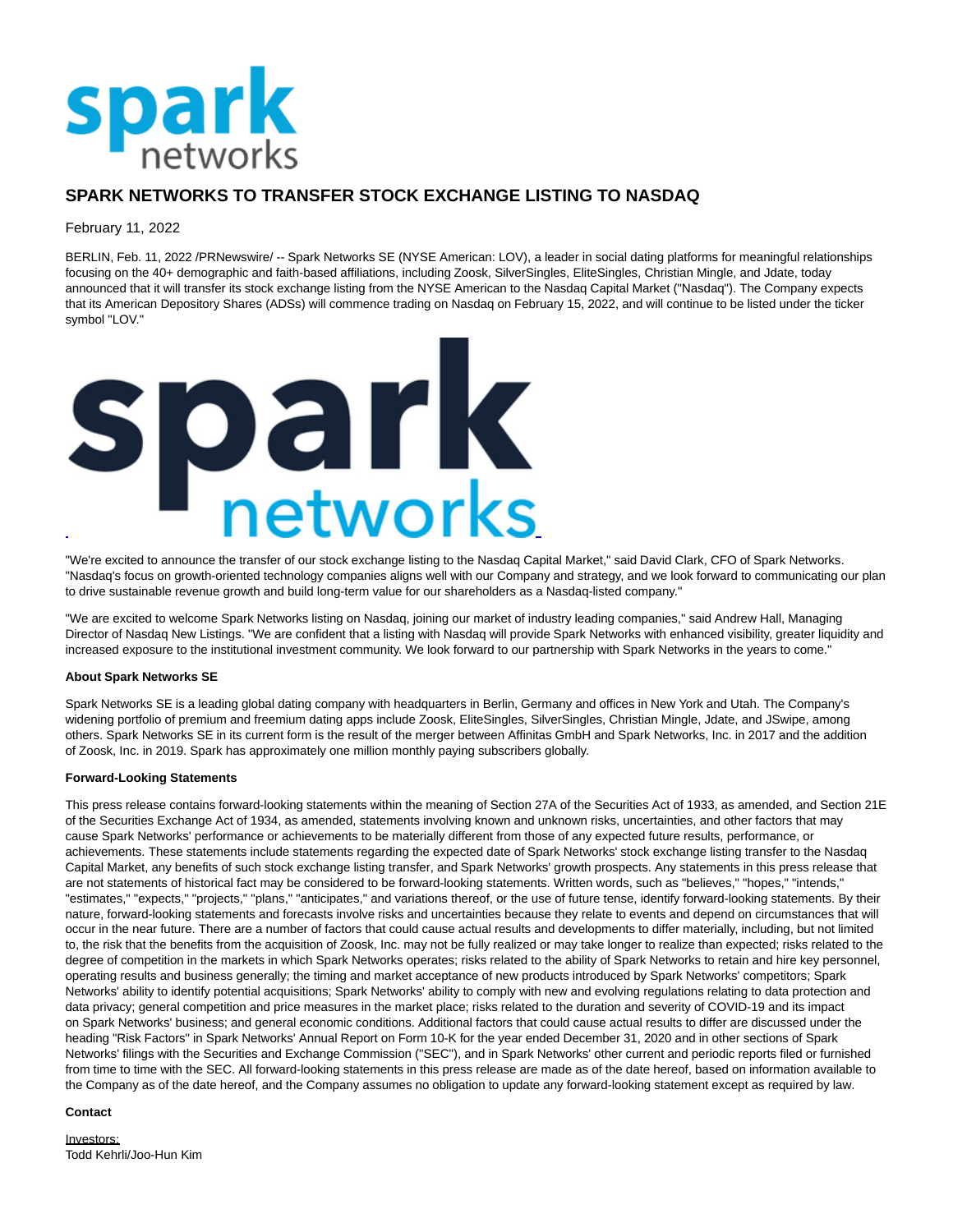# SPARK NETWORKS TO TRANSFER STOCK EXCHANGE LISTING TO NASDAQ

February 11, 2022

BERLIN, Feb. 11, 2022 /PRNewswire/ -- Spark Networks SE (NYSE American: LOV), a leader in social dating platforms for meaningful relationships focusing on the 40+ demographic and faith-based affiliations, including Zoosk, SilverSingles, EliteSingles, Christian Mingle, and Jdate, today announced that it will transfer its stock exchange listing from the NYSE American to the Nasdaq Capital Market ("Nasdaq"). The Company expects that its American Depository Shares (ADSs) will commence trading on Nasdaq on February 15, 2022, and will continue to be listed under the ticker symbol "LOV."

"We're excited to announce the transfer of our stock exchange listing to the Nasdaq Capital Market," said David Clark, CFO of Spark Networks. "Nasdaq's focus on growth-oriented technology companies aligns well with our Company and strategy, and we look forward to communicating our plan to drive sustainable revenue growth and build long-term value for our shareholders as a Nasdaq-listed company."

"We are excited to welcome Spark Networks listing on Nasdaq, joining our market of industry leading companies," said Andrew Hall, Managing Director of Nasdaq New Listings. "We are confident that a listing with Nasdaq will provide Spark Networks with enhanced visibility, greater liquidity and increased exposure to the institutional investment community. We look forward to our partnership with Spark Networks in the years to come."

**About Spark Networks SE**

Spark Networks SE is a leading global dating company with headquarters in Berlin, Germany and offices in New York and Utah. The Company's widening portfolio of premium and freemium dating apps include Zoosk, EliteSingles, SilverSingles, Christian Mingle, Jdate, and JSwipe, among others. Spark Networks SE in its current form is the result of the merger between Affinitas GmbH and Spark Networks, Inc. in 2017 and the addition of Zoosk, Inc. in 2019. Spark has approximately one million monthly paying subscribers globally.

**Forward-Looking Statements**

This press release contains forward-looking statements within the meaning of Section 27A of the Securities Act of 1933, as amended, and Section 21E of the Securities Exchange Act of 1934, as amended, statements involving known and unknown risks, uncertainties, and other factors that may cause Spark Networks' performance or achievements to be materially different from those of any expected future results, performance, or achievements. These statements include statements regarding the expected date of Spark Networks' stock exchange listing transfer to the Nasdaq Capital Market, any benefits of such stock exchange listing transfer, and Spark Networks' growth prospects. Any statements in this press release that are not statements of historical fact may be considered to be forward-looking statements. Written words, such as "believes," "hopes," "intends," "estimates," "expects," "projects," "plans," "anticipates," and variations thereof, or the use of future tense, identify forward-looking statements. By their nature, forward-looking statements and forecasts involve risks and uncertainties because they relate to events and depend on circumstances that will occur in the near future. There are a number of factors that could cause actual results and developments to differ materially, including, but not limited to, the risk that the benefits from the acquisition of Zoosk, Inc. may not be fully realized or may take longer to realize than expected; risks related to the degree of competition in the markets in which Spark Networks operates; risks related to the ability of Spark Networks to retain and hire key personnel, operating results and business generally; the timing and market acceptance of new products introduced by Spark Networks' competitors; Spark Networks' ability to identify potential acquisitions; Spark Networks' ability to comply with new and evolving regulations relating to data protection and data privacy; general competition and price measures in the market place; risks related to the duration and severity of COVID-19 and its impact on Spark Networks' business; and general economic conditions. Additional factors that could cause actual results to differ are discussed under the heading "Risk Factors" in Spark Networks' Annual Report on Form 10-K for the year ended December 31, 2020 and in other sections of Spark Networks' filings with the Securities and Exchange Commission ("SEC"), and in Spark Networks' other current and periodic reports filed or furnished from time to time with the SEC. All forward-looking statements in this press release are made as of the date hereof, based on information available to the Company as of the date hereof, and the Company assumes no obligation to update any forward-looking statement except as required by law.

**Contact**

Investors:
Todd Kehrli/Joo-Hun Kim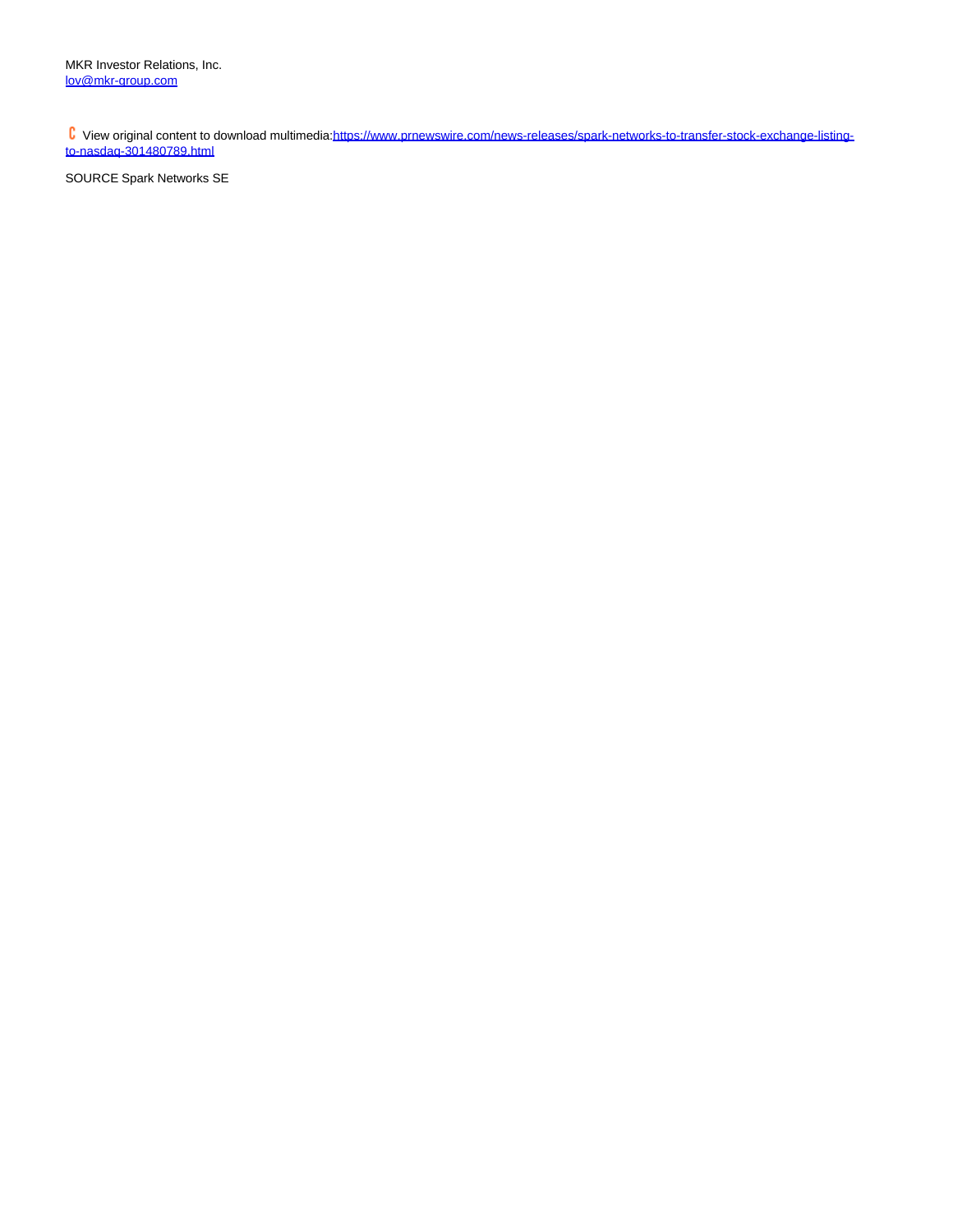MKR Investor Relations, Inc.
lov@mkr-group.com

View original content to download multimedia:https://www.prnewswire.com/news-releases/spark-networks-to-transfer-stock-exchange-listing-to-nasdaq-301480789.html

SOURCE Spark Networks SE